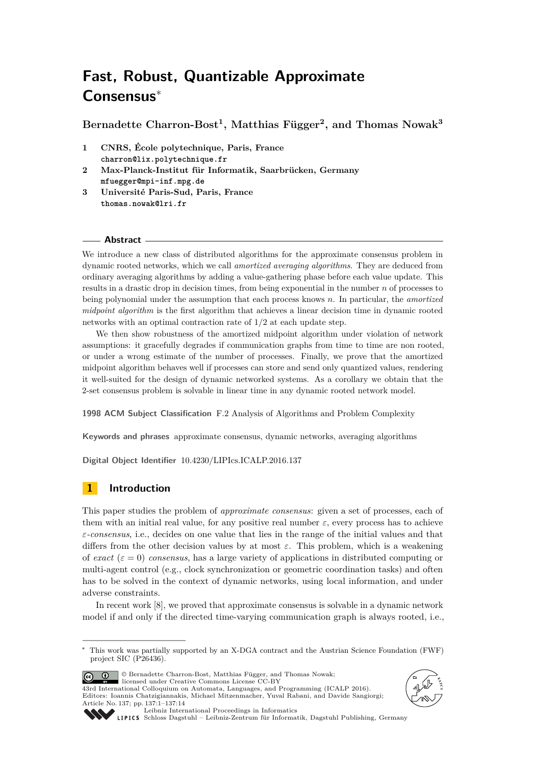# Fast, Robust, Quantizable Approximate Consensus*

**Bernadette Charron-Bost[1], Matthias Függer[2], and Thomas Nowak[3]**

1. **CNRS, École polytechnique, Paris, France**
   charron@lix.polytechnique.fr
2. **Max-Planck-Institut für Informatik, Saarbrücken, Germany**
   mfuegger@mpi-inf.mpg.de
3. **Université Paris-Sud, Paris, France**
   thomas.nowak@lri.fr

## Abstract

We introduce a new class of distributed algorithms for the approximate consensus problem in dynamic rooted networks, which we call *amortized averaging algorithms*. They are deduced from ordinary averaging algorithms by adding a value-gathering phase before each value update. This results in a drastic drop in decision times, from being exponential in the number $n$ of processes to being polynomial under the assumption that each process knows $n$. In particular, the *amortized midpoint algorithm* is the first algorithm that achieves a linear decision time in dynamic rooted networks with an optimal contraction rate of $1/2$ at each update step.

We then show robustness of the amortized midpoint algorithm under violation of network assumptions: it gracefully degrades if communication graphs from time to time are non rooted, or under a wrong estimate of the number of processes. Finally, we prove that the amortized midpoint algorithm behaves well if processes can store and send only quantized values, rendering it well-suited for the design of dynamic networked systems. As a corollary we obtain that the 2-set consensus problem is solvable in linear time in any dynamic rooted network model.

**1998 ACM Subject Classification** F.2 Analysis of Algorithms and Problem Complexity

**Keywords and phrases** approximate consensus, dynamic networks, averaging algorithms

**Digital Object Identifier** 10.4230/LIPIcs.ICALP.2016.137

## 1 Introduction

This paper studies the problem of *approximate consensus*: given a set of processes, each of them with an initial real value, for any positive real number $\varepsilon$, every process has to achieve *$\varepsilon$-consensus*, i.e., decides on one value that lies in the range of the initial values and that differs from the other decision values by at most $\varepsilon$. This problem, which is a weakening of *exact* ($\varepsilon = 0$) *consensus*, has a large variety of applications in distributed computing or multi-agent control (e.g., clock synchronization or geometric coordination tasks) and often has to be solved in the context of dynamic networks, using local information, and under adverse constraints.

In recent work [8], we proved that approximate consensus is solvable in a dynamic network model if and only if the directed time-varying communication graph is always rooted, i.e.,

---

* This work was partially supported by an X-DGA contract and the Austrian Science Foundation (FWF) project SIC (P26436).

© Bernadette Charron-Bost, Matthias Függer, and Thomas Nowak;
licensed under Creative Commons License CC-BY
43rd International Colloquium on Automata, Languages, and Programming (ICALP 2016).
Editors: Ioannis Chatzigiannakis, Michael Mitzenmacher, Yuval Rabani, and Davide Sangiorgi;
Article No. 137; pp. 137:1–137:14
Leibniz International Proceedings in Informatics
Schloss Dagstuhl – Leibniz-Zentrum für Informatik, Dagstuhl Publishing, Germany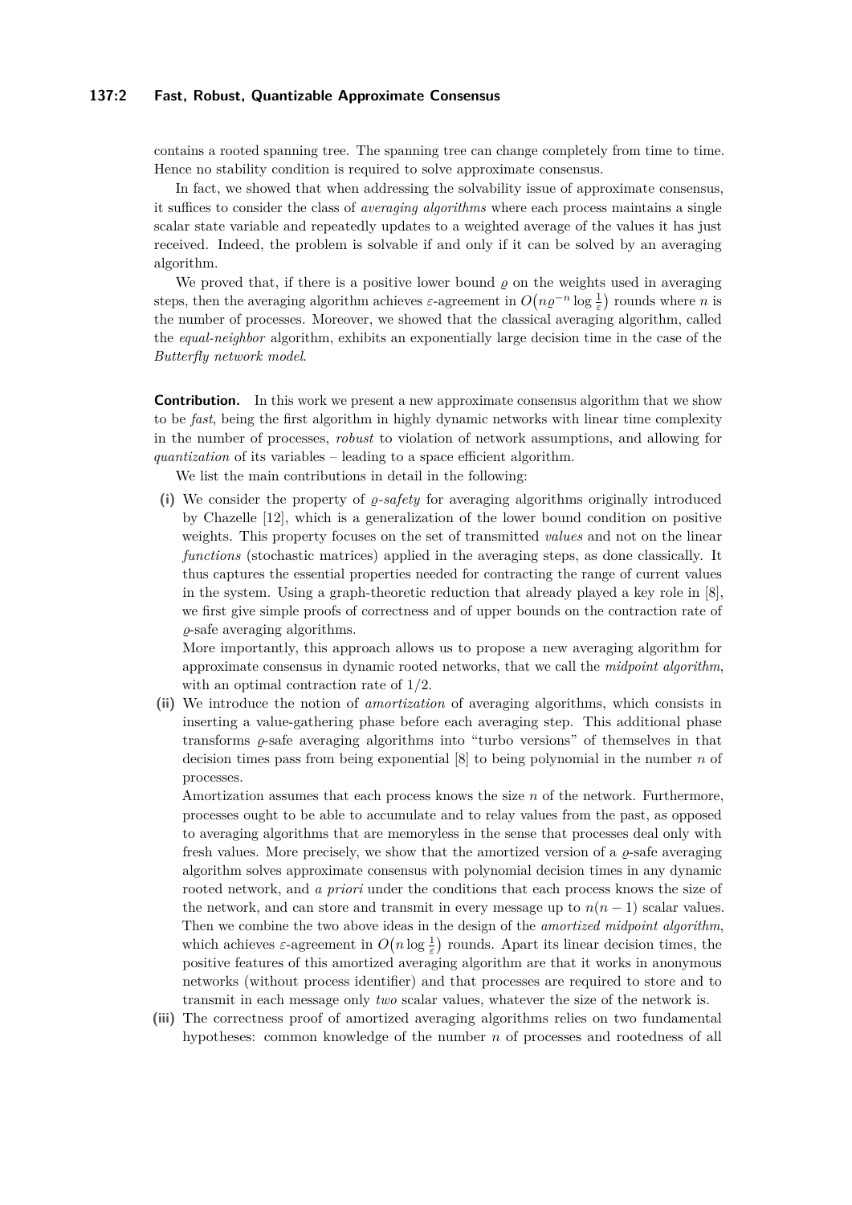contains a rooted spanning tree. The spanning tree can change completely from time to time. Hence no stability condition is required to solve approximate consensus.

In fact, we showed that when addressing the solvability issue of approximate consensus, it suffices to consider the class of *averaging algorithms* where each process maintains a single scalar state variable and repeatedly updates to a weighted average of the values it has just received. Indeed, the problem is solvable if and only if it can be solved by an averaging algorithm.

We proved that, if there is a positive lower bound $\varrho$ on the weights used in averaging steps, then the averaging algorithm achieves $\varepsilon$-agreement in $O\big(n\varrho^{-n}\log\frac{1}{\varepsilon}\big)$ rounds where $n$ is the number of processes. Moreover, we showed that the classical averaging algorithm, called the *equal-neighbor* algorithm, exhibits an exponentially large decision time in the case of the *Butterfly network model*.

**Contribution.** In this work we present a new approximate consensus algorithm that we show to be *fast*, being the first algorithm in highly dynamic networks with linear time complexity in the number of processes, *robust* to violation of network assumptions, and allowing for *quantization* of its variables – leading to a space efficient algorithm.

We list the main contributions in detail in the following:

**(i)** We consider the property of *$\varrho$-safety* for averaging algorithms originally introduced by Chazelle [12], which is a generalization of the lower bound condition on positive weights. This property focuses on the set of transmitted *values* and not on the linear *functions* (stochastic matrices) applied in the averaging steps, as done classically. It thus captures the essential properties needed for contracting the range of current values in the system. Using a graph-theoretic reduction that already played a key role in [8], we first give simple proofs of correctness and of upper bounds on the contraction rate of $\varrho$-safe averaging algorithms.
More importantly, this approach allows us to propose a new averaging algorithm for approximate consensus in dynamic rooted networks, that we call the *midpoint algorithm*, with an optimal contraction rate of $1/2$.

**(ii)** We introduce the notion of *amortization* of averaging algorithms, which consists in inserting a value-gathering phase before each averaging step. This additional phase transforms $\varrho$-safe averaging algorithms into "turbo versions" of themselves in that decision times pass from being exponential [8] to being polynomial in the number $n$ of processes.
Amortization assumes that each process knows the size $n$ of the network. Furthermore, processes ought to be able to accumulate and to relay values from the past, as opposed to averaging algorithms that are memoryless in the sense that processes deal only with fresh values. More precisely, we show that the amortized version of a $\varrho$-safe averaging algorithm solves approximate consensus with polynomial decision times in any dynamic rooted network, and *a priori* under the conditions that each process knows the size of the network, and can store and transmit in every message up to $n(n-1)$ scalar values. Then we combine the two above ideas in the design of the *amortized midpoint algorithm*, which achieves $\varepsilon$-agreement in $O\big(n\log\frac{1}{\varepsilon}\big)$ rounds. Apart its linear decision times, the positive features of this amortized averaging algorithm are that it works in anonymous networks (without process identifier) and that processes are required to store and to transmit in each message only *two* scalar values, whatever the size of the network is.

**(iii)** The correctness proof of amortized averaging algorithms relies on two fundamental hypotheses: common knowledge of the number $n$ of processes and rootedness of all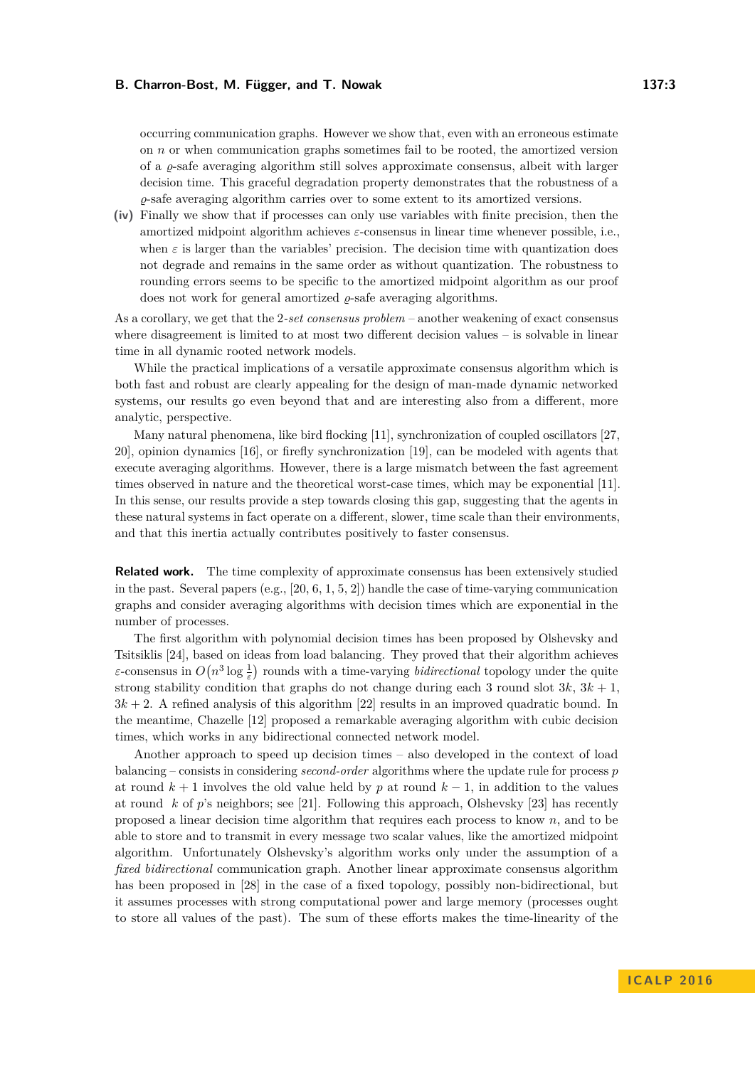occurring communication graphs. However we show that, even with an erroneous estimate on $n$ or when communication graphs sometimes fail to be rooted, the amortized version of a $\varrho$-safe averaging algorithm still solves approximate consensus, albeit with larger decision time. This graceful degradation property demonstrates that the robustness of a $\varrho$-safe averaging algorithm carries over to some extent to its amortized versions.

**(iv)** Finally we show that if processes can only use variables with finite precision, then the amortized midpoint algorithm achieves $\varepsilon$-consensus in linear time whenever possible, i.e., when $\varepsilon$ is larger than the variables' precision. The decision time with quantization does not degrade and remains in the same order as without quantization. The robustness to rounding errors seems to be specific to the amortized midpoint algorithm as our proof does not work for general amortized $\varrho$-safe averaging algorithms.

As a corollary, we get that the 2-*set consensus problem* – another weakening of exact consensus where disagreement is limited to at most two different decision values – is solvable in linear time in all dynamic rooted network models.

While the practical implications of a versatile approximate consensus algorithm which is both fast and robust are clearly appealing for the design of man-made dynamic networked systems, our results go even beyond that and are interesting also from a different, more analytic, perspective.

Many natural phenomena, like bird flocking [11], synchronization of coupled oscillators [27, 20], opinion dynamics [16], or firefly synchronization [19], can be modeled with agents that execute averaging algorithms. However, there is a large mismatch between the fast agreement times observed in nature and the theoretical worst-case times, which may be exponential [11]. In this sense, our results provide a step towards closing this gap, suggesting that the agents in these natural systems in fact operate on a different, slower, time scale than their environments, and that this inertia actually contributes positively to faster consensus.

**Related work.** The time complexity of approximate consensus has been extensively studied in the past. Several papers (e.g., [20, 6, 1, 5, 2]) handle the case of time-varying communication graphs and consider averaging algorithms with decision times which are exponential in the number of processes.

The first algorithm with polynomial decision times has been proposed by Olshevsky and Tsitsiklis [24], based on ideas from load balancing. They proved that their algorithm achieves $\varepsilon$-consensus in $O\big(n^3 \log \frac{1}{\varepsilon}\big)$ rounds with a time-varying *bidirectional* topology under the quite strong stability condition that graphs do not change during each 3 round slot $3k$, $3k+1$, $3k+2$. A refined analysis of this algorithm [22] results in an improved quadratic bound. In the meantime, Chazelle [12] proposed a remarkable averaging algorithm with cubic decision times, which works in any bidirectional connected network model.

Another approach to speed up decision times – also developed in the context of load balancing – consists in considering *second-order* algorithms where the update rule for process $p$ at round $k+1$ involves the old value held by $p$ at round $k-1$, in addition to the values at round $k$ of $p$'s neighbors; see [21]. Following this approach, Olshevsky [23] has recently proposed a linear decision time algorithm that requires each process to know $n$, and to be able to store and to transmit in every message two scalar values, like the amortized midpoint algorithm. Unfortunately Olshevsky's algorithm works only under the assumption of a *fixed bidirectional* communication graph. Another linear approximate consensus algorithm has been proposed in [28] in the case of a fixed topology, possibly non-bidirectional, but it assumes processes with strong computational power and large memory (processes ought to store all values of the past). The sum of these efforts makes the time-linearity of the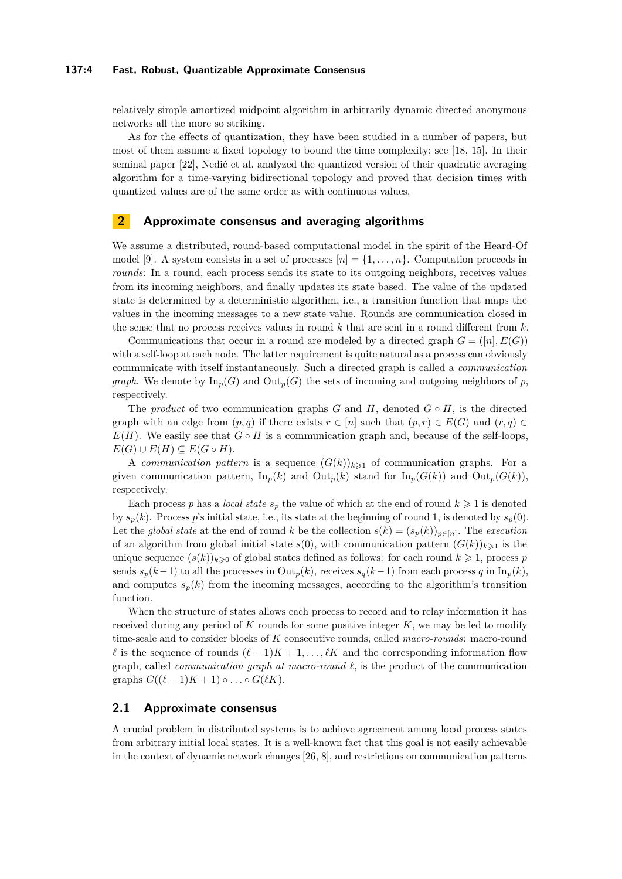relatively simple amortized midpoint algorithm in arbitrarily dynamic directed anonymous networks all the more so striking.

As for the effects of quantization, they have been studied in a number of papers, but most of them assume a fixed topology to bound the time complexity; see [18, 15]. In their seminal paper [22], Nedić et al. analyzed the quantized version of their quadratic averaging algorithm for a time-varying bidirectional topology and proved that decision times with quantized values are of the same order as with continuous values.

## 2 Approximate consensus and averaging algorithms

We assume a distributed, round-based computational model in the spirit of the Heard-Of model [9]. A system consists in a set of processes $[n] = \{1, \dots, n\}$. Computation proceeds in *rounds*: In a round, each process sends its state to its outgoing neighbors, receives values from its incoming neighbors, and finally updates its state based. The value of the updated state is determined by a deterministic algorithm, i.e., a transition function that maps the values in the incoming messages to a new state value. Rounds are communication closed in the sense that no process receives values in round $k$ that are sent in a round different from $k$.

Communications that occur in a round are modeled by a directed graph $G = ([n], E(G))$ with a self-loop at each node. The latter requirement is quite natural as a process can obviously communicate with itself instantaneously. Such a directed graph is called a *communication graph*. We denote by $\mathrm{In}_p(G)$ and $\mathrm{Out}_p(G)$ the sets of incoming and outgoing neighbors of $p$, respectively.

The *product* of two communication graphs $G$ and $H$, denoted $G \circ H$, is the directed graph with an edge from $(p, q)$ if there exists $r \in [n]$ such that $(p, r) \in E(G)$ and $(r, q) \in E(H)$. We easily see that $G \circ H$ is a communication graph and, because of the self-loops, $E(G) \cup E(H) \subseteq E(G \circ H)$.

A *communication pattern* is a sequence $(G(k))_{k \geqslant 1}$ of communication graphs. For a given communication pattern, $\mathrm{In}_p(k)$ and $\mathrm{Out}_p(k)$ stand for $\mathrm{In}_p(G(k))$ and $\mathrm{Out}_p(G(k))$, respectively.

Each process $p$ has a *local state* $s_p$ the value of which at the end of round $k \geqslant 1$ is denoted by $s_p(k)$. Process $p$'s initial state, i.e., its state at the beginning of round 1, is denoted by $s_p(0)$. Let the *global state* at the end of round $k$ be the collection $s(k) = (s_p(k))_{p \in [n]}$. The *execution* of an algorithm from global initial state $s(0)$, with communication pattern $(G(k))_{k \geqslant 1}$ is the unique sequence $(s(k))_{k \geqslant 0}$ of global states defined as follows: for each round $k \geqslant 1$, process $p$ sends $s_p(k-1)$ to all the processes in $\mathrm{Out}_p(k)$, receives $s_q(k-1)$ from each process $q$ in $\mathrm{In}_p(k)$, and computes $s_p(k)$ from the incoming messages, according to the algorithm's transition function.

When the structure of states allows each process to record and to relay information it has received during any period of $K$ rounds for some positive integer $K$, we may be led to modify time-scale and to consider blocks of $K$ consecutive rounds, called *macro-rounds*: macro-round $\ell$ is the sequence of rounds $(\ell - 1)K + 1, \dots, \ell K$ and the corresponding information flow graph, called *communication graph at macro-round* $\ell$, is the product of the communication graphs $G((\ell - 1)K + 1) \circ \dots \circ G(\ell K)$.

### 2.1 Approximate consensus

A crucial problem in distributed systems is to achieve agreement among local process states from arbitrary initial local states. It is a well-known fact that this goal is not easily achievable in the context of dynamic network changes [26, 8], and restrictions on communication patterns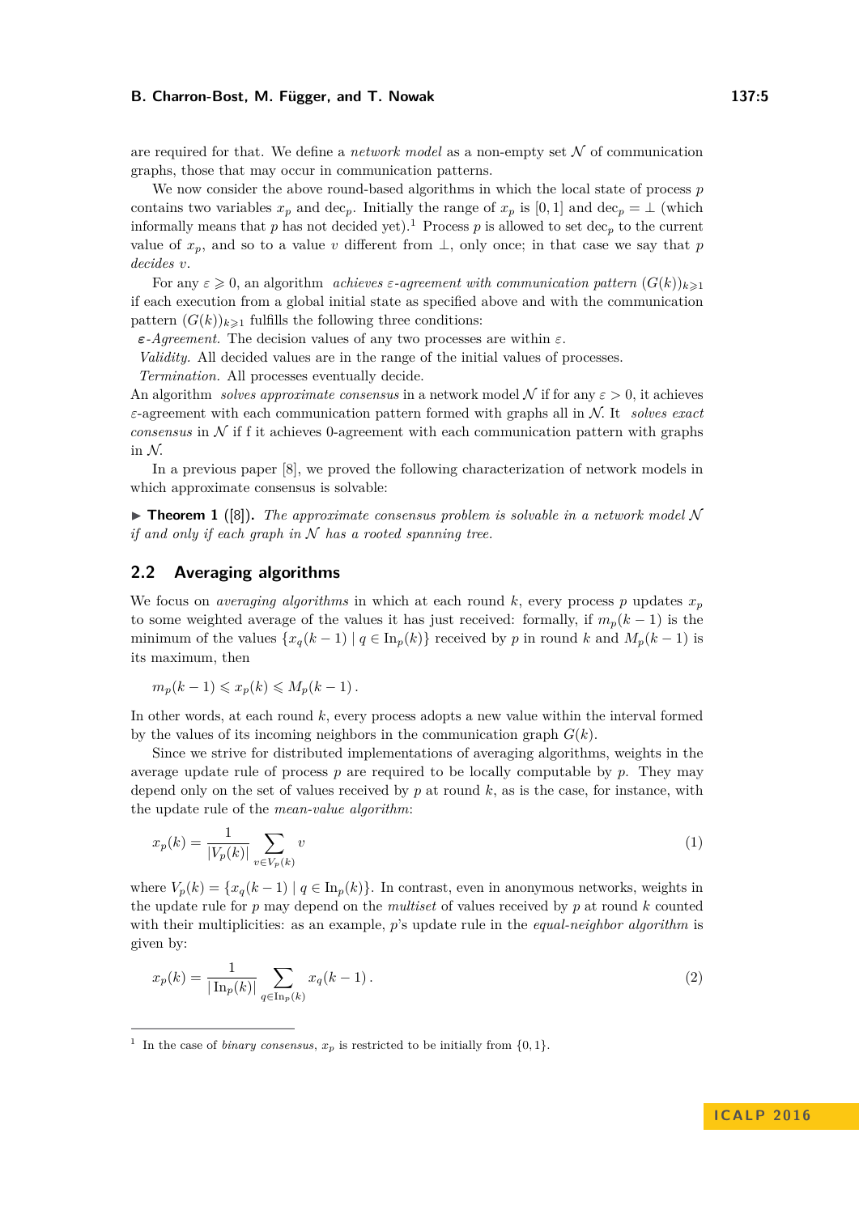are required for that. We define a *network model* as a non-empty set $\mathcal{N}$ of communication graphs, those that may occur in communication patterns.

We now consider the above round-based algorithms in which the local state of process $p$ contains two variables $x_p$ and $\mathrm{dec}_p$. Initially the range of $x_p$ is $[0,1]$ and $\mathrm{dec}_p = \bot$ (which informally means that $p$ has not decided yet).[1] Process $p$ is allowed to set $\mathrm{dec}_p$ to the current value of $x_p$, and so to a value $v$ different from $\bot$, only once; in that case we say that $p$ *decides* $v$.

For any $\varepsilon \geqslant 0$, an algorithm *achieves $\varepsilon$-agreement with communication pattern* $(G(k))_{k\geqslant 1}$ if each execution from a global initial state as specified above and with the communication pattern $(G(k))_{k\geqslant 1}$ fulfills the following three conditions:

*$\varepsilon$-Agreement.* The decision values of any two processes are within $\varepsilon$.

*Validity.* All decided values are in the range of the initial values of processes.

*Termination.* All processes eventually decide.

An algorithm *solves approximate consensus* in a network model $\mathcal{N}$ if for any $\varepsilon > 0$, it achieves $\varepsilon$-agreement with each communication pattern formed with graphs all in $\mathcal{N}$. It *solves exact consensus* in $\mathcal{N}$ if f it achieves 0-agreement with each communication pattern with graphs in $\mathcal{N}$.

In a previous paper [8], we proved the following characterization of network models in which approximate consensus is solvable:

▶ **Theorem 1** ([8]). *The approximate consensus problem is solvable in a network model $\mathcal{N}$ if and only if each graph in $\mathcal{N}$ has a rooted spanning tree.*

## 2.2 Averaging algorithms

We focus on *averaging algorithms* in which at each round $k$, every process $p$ updates $x_p$ to some weighted average of the values it has just received: formally, if $m_p(k-1)$ is the minimum of the values $\{x_q(k-1) \mid q \in \mathrm{In}_p(k)\}$ received by $p$ in round $k$ and $M_p(k-1)$ is its maximum, then

$$m_p(k-1) \leqslant x_p(k) \leqslant M_p(k-1)\,.$$

In other words, at each round $k$, every process adopts a new value within the interval formed by the values of its incoming neighbors in the communication graph $G(k)$.

Since we strive for distributed implementations of averaging algorithms, weights in the average update rule of process $p$ are required to be locally computable by $p$. They may depend only on the set of values received by $p$ at round $k$, as is the case, for instance, with the update rule of the *mean-value algorithm*:

$$x_p(k) = \frac{1}{|V_p(k)|} \sum_{v \in V_p(k)} v \tag{1}$$

where $V_p(k) = \{x_q(k-1) \mid q \in \mathrm{In}_p(k)\}$. In contrast, even in anonymous networks, weights in the update rule for $p$ may depend on the *multiset* of values received by $p$ at round $k$ counted with their multiplicities: as an example, $p$'s update rule in the *equal-neighbor algorithm* is given by:

$$x_p(k) = \frac{1}{|\,\mathrm{In}_p(k)|} \sum_{q \in \mathrm{In}_p(k)} x_q(k-1)\,. \tag{2}$$

---

[1] In the case of *binary consensus*, $x_p$ is restricted to be initially from $\{0,1\}$.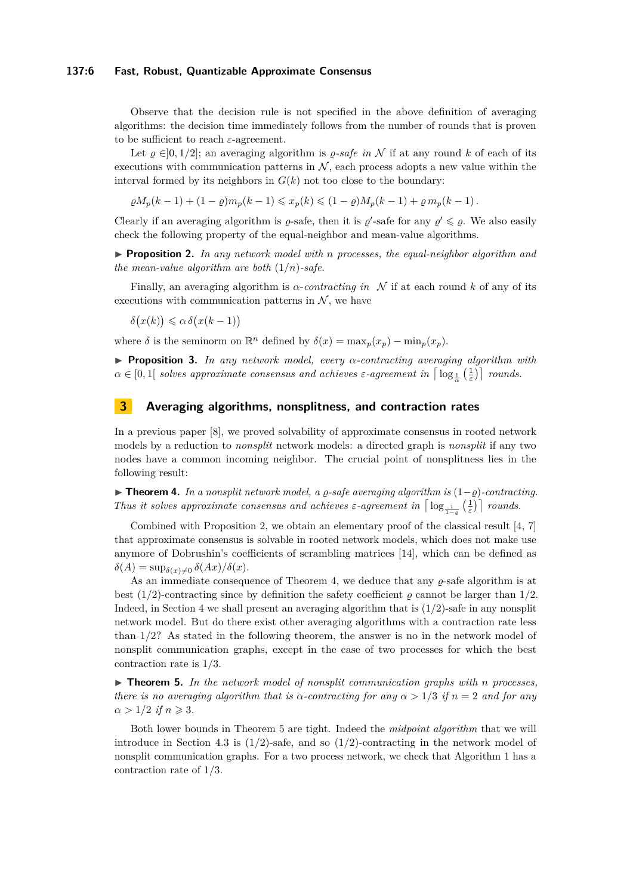Observe that the decision rule is not specified in the above definition of averaging algorithms: the decision time immediately follows from the number of rounds that is proven to be sufficient to reach $\varepsilon$-agreement.

Let $\varrho \in ]0, 1/2]$; an averaging algorithm is *$\varrho$-safe in $\mathcal{N}$* if at any round $k$ of each of its executions with communication patterns in $\mathcal{N}$, each process adopts a new value within the interval formed by its neighbors in $G(k)$ not too close to the boundary:

$$\varrho M_p(k-1) + (1-\varrho) m_p(k-1) \leqslant x_p(k) \leqslant (1-\varrho) M_p(k-1) + \varrho\, m_p(k-1)\,.$$

Clearly if an averaging algorithm is $\varrho$-safe, then it is $\varrho'$-safe for any $\varrho' \leqslant \varrho$. We also easily check the following property of the equal-neighbor and mean-value algorithms.

▶ **Proposition 2.** *In any network model with $n$ processes, the equal-neighbor algorithm and the mean-value algorithm are both $(1/n)$-safe.*

Finally, an averaging algorithm is *$\alpha$-contracting in $\mathcal{N}$* if at each round $k$ of any of its executions with communication patterns in $\mathcal{N}$, we have

$$\delta\big(x(k)\big) \leqslant \alpha\, \delta\big(x(k-1)\big)$$

where $\delta$ is the seminorm on $\mathbb{R}^n$ defined by $\delta(x) = \max_p(x_p) - \min_p(x_p)$.

▶ **Proposition 3.** *In any network model, every $\alpha$-contracting averaging algorithm with $\alpha \in [0, 1[$ solves approximate consensus and achieves $\varepsilon$-agreement in $\left\lceil \log_{\frac{1}{\alpha}}\left(\frac{1}{\varepsilon}\right)\right\rceil$ rounds.*

## 3 Averaging algorithms, nonsplitness, and contraction rates

In a previous paper [8], we proved solvability of approximate consensus in rooted network models by a reduction to *nonsplit* network models: a directed graph is *nonsplit* if any two nodes have a common incoming neighbor. The crucial point of nonsplitness lies in the following result:

▶ **Theorem 4.** *In a nonsplit network model, a $\varrho$-safe averaging algorithm is $(1-\varrho)$-contracting. Thus it solves approximate consensus and achieves $\varepsilon$-agreement in $\left\lceil \log_{\frac{1}{1-\varrho}}\left(\frac{1}{\varepsilon}\right)\right\rceil$ rounds.*

Combined with Proposition 2, we obtain an elementary proof of the classical result [4, 7] that approximate consensus is solvable in rooted network models, which does not make use anymore of Dobrushin's coefficients of scrambling matrices [14], which can be defined as $\delta(A) = \sup_{\delta(x)\neq 0} \delta(Ax)/\delta(x)$.

As an immediate consequence of Theorem 4, we deduce that any $\varrho$-safe algorithm is at best $(1/2)$-contracting since by definition the safety coefficient $\varrho$ cannot be larger than $1/2$. Indeed, in Section 4 we shall present an averaging algorithm that is $(1/2)$-safe in any nonsplit network model. But do there exist other averaging algorithms with a contraction rate less than $1/2$? As stated in the following theorem, the answer is no in the network model of nonsplit communication graphs, except in the case of two processes for which the best contraction rate is $1/3$.

▶ **Theorem 5.** *In the network model of nonsplit communication graphs with $n$ processes, there is no averaging algorithm that is $\alpha$-contracting for any $\alpha > 1/3$ if $n = 2$ and for any $\alpha > 1/2$ if $n \geqslant 3$.*

Both lower bounds in Theorem 5 are tight. Indeed the *midpoint algorithm* that we will introduce in Section 4.3 is $(1/2)$-safe, and so $(1/2)$-contracting in the network model of nonsplit communication graphs. For a two process network, we check that Algorithm 1 has a contraction rate of $1/3$.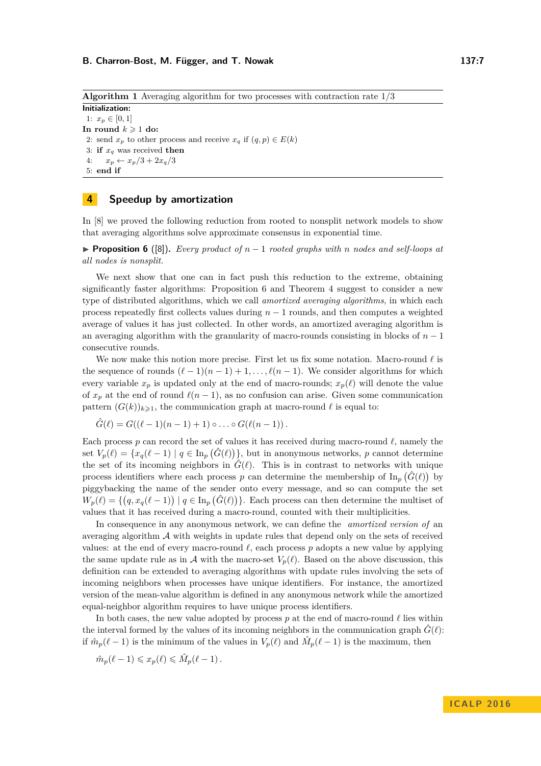**Algorithm 1** Averaging algorithm for two processes with contraction rate 1/3

**Initialization:**

1: $x_p \in [0,1]$

**In round** $k \geqslant 1$ **do:**

2: send $x_p$ to other process and receive $x_q$ if $(q,p) \in E(k)$

3: **if** $x_q$ was received **then**

4: $\quad x_p \leftarrow x_p/3 + 2x_q/3$

5: **end if**

## 4 Speedup by amortization

In [8] we proved the following reduction from rooted to nonsplit network models to show that averaging algorithms solve approximate consensus in exponential time.

▶ **Proposition 6** ([8]). *Every product of $n-1$ rooted graphs with $n$ nodes and self-loops at all nodes is nonsplit.*

We next show that one can in fact push this reduction to the extreme, obtaining significantly faster algorithms: Proposition 6 and Theorem 4 suggest to consider a new type of distributed algorithms, which we call *amortized averaging algorithms*, in which each process repeatedly first collects values during $n-1$ rounds, and then computes a weighted average of values it has just collected. In other words, an amortized averaging algorithm is an averaging algorithm with the granularity of macro-rounds consisting in blocks of $n-1$ consecutive rounds.

We now make this notion more precise. First let us fix some notation. Macro-round $\ell$ is the sequence of rounds $(\ell-1)(n-1)+1, \ldots, \ell(n-1)$. We consider algorithms for which every variable $x_p$ is updated only at the end of macro-rounds; $x_p(\ell)$ will denote the value of $x_p$ at the end of round $\ell(n-1)$, as no confusion can arise. Given some communication pattern $(G(k))_{k\geqslant 1}$, the communication graph at macro-round $\ell$ is equal to:

$$\hat{G}(\ell) = G((\ell-1)(n-1)+1) \circ \ldots \circ G(\ell(n-1)) \,.$$

Each process $p$ can record the set of values it has received during macro-round $\ell$, namely the set $V_p(\ell) = \{x_q(\ell-1) \mid q \in \mathrm{In}_p\left(\hat{G}(\ell)\right)\}$, but in anonymous networks, $p$ cannot determine the set of its incoming neighbors in $\hat{G}(\ell)$. This is in contrast to networks with unique process identifiers where each process $p$ can determine the membership of $\mathrm{In}_p\left(\hat{G}(\ell)\right)$ by piggybacking the name of the sender onto every message, and so can compute the set $W_p(\ell) = \{\left(q, x_q(\ell-1)\right) \mid q \in \mathrm{In}_p\left(\hat{G}(\ell)\right)\}$. Each process can then determine the multiset of values that it has received during a macro-round, counted with their multiplicities.

In consequence in any anonymous network, we can define the *amortized version of* an averaging algorithm $\mathcal{A}$ with weights in update rules that depend only on the sets of received values: at the end of every macro-round $\ell$, each process $p$ adopts a new value by applying the same update rule as in $\mathcal{A}$ with the macro-set $V_p(\ell)$. Based on the above discussion, this definition can be extended to averaging algorithms with update rules involving the sets of incoming neighbors when processes have unique identifiers. For instance, the amortized version of the mean-value algorithm is defined in any anonymous network while the amortized equal-neighbor algorithm requires to have unique process identifiers.

In both cases, the new value adopted by process $p$ at the end of macro-round $\ell$ lies within the interval formed by the values of its incoming neighbors in the communication graph $\hat{G}(\ell)$: if $\hat{m}_p(\ell-1)$ is the minimum of the values in $V_p(\ell)$ and $\hat{M}_p(\ell-1)$ is the maximum, then

$$\hat{m}_p(\ell-1) \leqslant x_p(\ell) \leqslant \hat{M}_p(\ell-1) \,.$$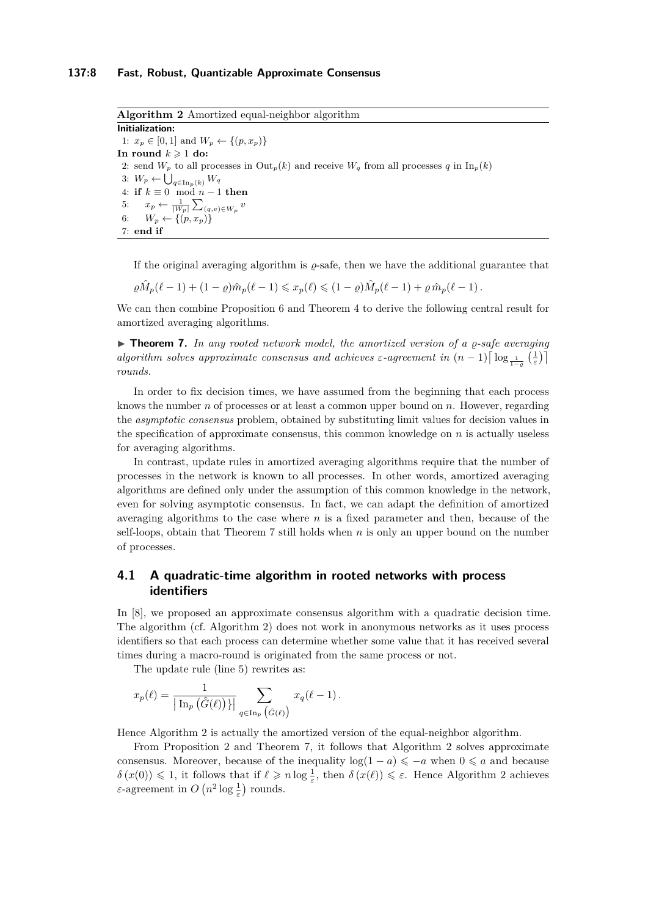**Algorithm 2** Amortized equal-neighbor algorithm

```
Initialization:
1: x_p ∈ [0,1] and W_p ← {(p, x_p)}
In round k ⩾ 1 do:
2: send W_p to all processes in Out_p(k) and receive W_q from all processes q in In_p(k)
3: W_p ← ⋃_{q∈In_p(k)} W_q
4: if k ≡ 0 mod n − 1 then
5:     x_p ← (1/|W_p|) Σ_{(q,v)∈W_p} v
6:     W_p ← {(p, x_p)}
7: end if
```

If the original averaging algorithm is $\varrho$-safe, then we have the additional guarantee that

$$\varrho \hat{M}_p(\ell-1) + (1-\varrho)\hat{m}_p(\ell-1) \leqslant x_p(\ell) \leqslant (1-\varrho)\hat{M}_p(\ell-1) + \varrho\, \hat{m}_p(\ell-1)\,.$$

We can then combine Proposition 6 and Theorem 4 to derive the following central result for amortized averaging algorithms.

▶ **Theorem 7.** *In any rooted network model, the amortized version of a $\varrho$-safe averaging algorithm solves approximate consensus and achieves $\varepsilon$-agreement in $(n-1)\left\lceil \log_{\frac{1}{1-\varrho}}\left(\frac{1}{\varepsilon}\right)\right\rceil$ rounds.*

In order to fix decision times, we have assumed from the beginning that each process knows the number $n$ of processes or at least a common upper bound on $n$. However, regarding the *asymptotic consensus* problem, obtained by substituting limit values for decision values in the specification of approximate consensus, this common knowledge on $n$ is actually useless for averaging algorithms.

In contrast, update rules in amortized averaging algorithms require that the number of processes in the network is known to all processes. In other words, amortized averaging algorithms are defined only under the assumption of this common knowledge in the network, even for solving asymptotic consensus. In fact, we can adapt the definition of amortized averaging algorithms to the case where $n$ is a fixed parameter and then, because of the self-loops, obtain that Theorem 7 still holds when $n$ is only an upper bound on the number of processes.

## 4.1 A quadratic-time algorithm in rooted networks with process identifiers

In [8], we proposed an approximate consensus algorithm with a quadratic decision time. The algorithm (cf. Algorithm 2) does not work in anonymous networks as it uses process identifiers so that each process can determine whether some value that it has received several times during a macro-round is originated from the same process or not.

The update rule (line 5) rewrites as:

$$x_p(\ell) = \frac{1}{\left|\, \mathrm{In}_p\left(\hat{G}(\ell)\right)\}\right|} \sum_{q \in \mathrm{In}_p\left(\hat{G}(\ell)\right)} x_q(\ell-1)\,.$$

Hence Algorithm 2 is actually the amortized version of the equal-neighbor algorithm.

From Proposition 2 and Theorem 7, it follows that Algorithm 2 solves approximate consensus. Moreover, because of the inequality $\log(1-a) \leqslant -a$ when $0 \leqslant a$ and because $\delta\left(x(0)\right) \leqslant 1$, it follows that if $\ell \geqslant n \log \frac{1}{\varepsilon}$, then $\delta\left(x(\ell)\right) \leqslant \varepsilon$. Hence Algorithm 2 achieves $\varepsilon$-agreement in $O\left(n^2 \log \frac{1}{\varepsilon}\right)$ rounds.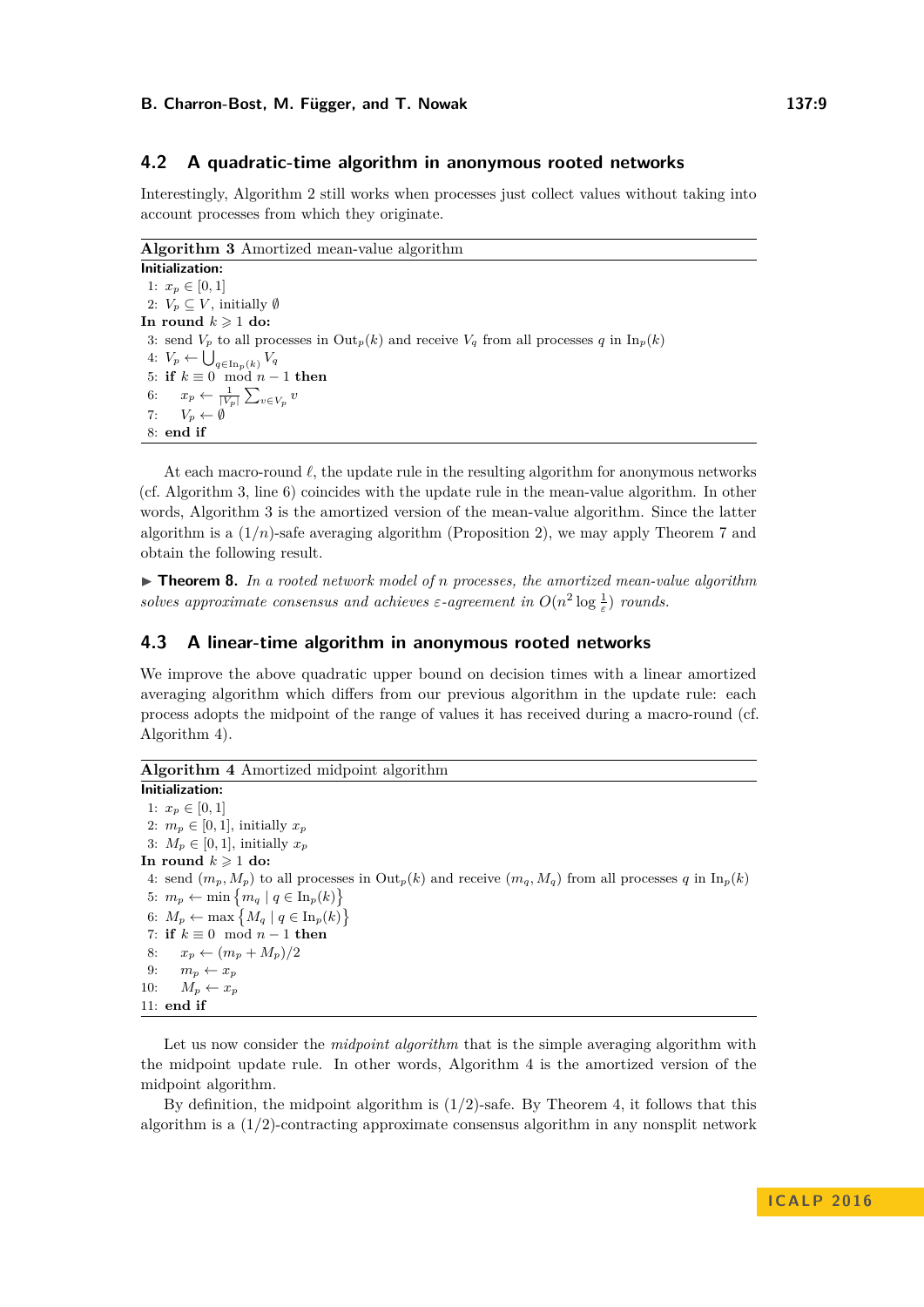## 4.2 A quadratic-time algorithm in anonymous rooted networks

Interestingly, Algorithm 2 still works when processes just collect values without taking into account processes from which they originate.

**Algorithm 3** Amortized mean-value algorithm

```
Initialization:
 1: x_p ∈ [0, 1]
 2: V_p ⊆ V, initially ∅
In round k ⩾ 1 do:
 3: send V_p to all processes in Out_p(k) and receive V_q from all processes q in In_p(k)
 4: V_p ← ⋃_{q∈In_p(k)} V_q
 5: if k ≡ 0  mod n − 1 then
 6:     x_p ← (1/|V_p|) ∑_{v∈V_p} v
 7:     V_p ← ∅
 8: end if
```

At each macro-round $\ell$, the update rule in the resulting algorithm for anonymous networks (cf. Algorithm 3, line 6) coincides with the update rule in the mean-value algorithm. In other words, Algorithm 3 is the amortized version of the mean-value algorithm. Since the latter algorithm is a $(1/n)$-safe averaging algorithm (Proposition 2), we may apply Theorem 7 and obtain the following result.

▶ **Theorem 8.** *In a rooted network model of n processes, the amortized mean-value algorithm solves approximate consensus and achieves $\varepsilon$-agreement in $O(n^2 \log \frac{1}{\varepsilon})$ rounds.*

## 4.3 A linear-time algorithm in anonymous rooted networks

We improve the above quadratic upper bound on decision times with a linear amortized averaging algorithm which differs from our previous algorithm in the update rule: each process adopts the midpoint of the range of values it has received during a macro-round (cf. Algorithm 4).

**Algorithm 4** Amortized midpoint algorithm

```
Initialization:
 1: x_p ∈ [0, 1]
 2: m_p ∈ [0, 1], initially x_p
 3: M_p ∈ [0, 1], initially x_p
In round k ⩾ 1 do:
 4: send (m_p, M_p) to all processes in Out_p(k) and receive (m_q, M_q) from all processes q in In_p(k)
 5: m_p ← min { m_q | q ∈ In_p(k) }
 6: M_p ← max { M_q | q ∈ In_p(k) }
 7: if k ≡ 0  mod n − 1 then
 8:     x_p ← (m_p + M_p)/2
 9:     m_p ← x_p
10:     M_p ← x_p
11: end if
```

Let us now consider the *midpoint algorithm* that is the simple averaging algorithm with the midpoint update rule. In other words, Algorithm 4 is the amortized version of the midpoint algorithm.

By definition, the midpoint algorithm is $(1/2)$-safe. By Theorem 4, it follows that this algorithm is a $(1/2)$-contracting approximate consensus algorithm in any nonsplit network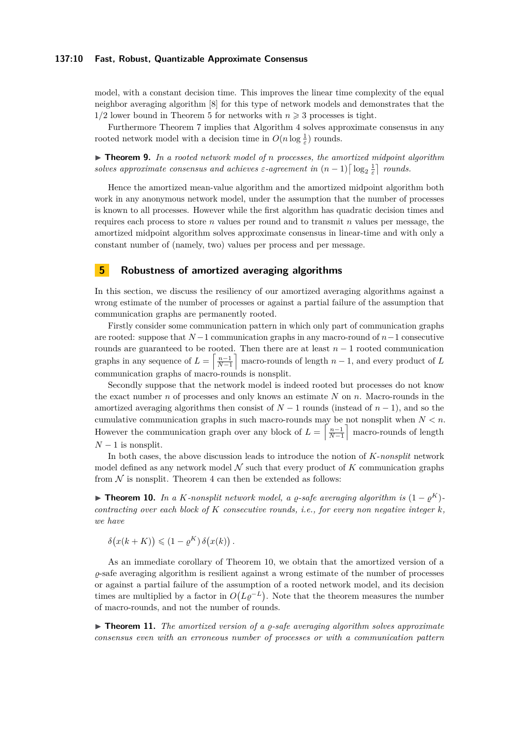model, with a constant decision time. This improves the linear time complexity of the equal neighbor averaging algorithm [8] for this type of network models and demonstrates that the $1/2$ lower bound in Theorem 5 for networks with $n \geqslant 3$ processes is tight.

Furthermore Theorem 7 implies that Algorithm 4 solves approximate consensus in any rooted network model with a decision time in $O(n \log \frac{1}{\varepsilon})$ rounds.

▶ **Theorem 9.** *In a rooted network model of $n$ processes, the amortized midpoint algorithm solves approximate consensus and achieves $\varepsilon$-agreement in $(n-1)\lceil \log_2 \frac{1}{\varepsilon} \rceil$ rounds.*

Hence the amortized mean-value algorithm and the amortized midpoint algorithm both work in any anonymous network model, under the assumption that the number of processes is known to all processes. However while the first algorithm has quadratic decision times and requires each process to store $n$ values per round and to transmit $n$ values per message, the amortized midpoint algorithm solves approximate consensus in linear-time and with only a constant number of (namely, two) values per process and per message.

## 5 Robustness of amortized averaging algorithms

In this section, we discuss the resiliency of our amortized averaging algorithms against a wrong estimate of the number of processes or against a partial failure of the assumption that communication graphs are permanently rooted.

Firstly consider some communication pattern in which only part of communication graphs are rooted: suppose that $N-1$ communication graphs in any macro-round of $n-1$ consecutive rounds are guaranteed to be rooted. Then there are at least $n-1$ rooted communication graphs in any sequence of $L = \left\lceil \frac{n-1}{N-1} \right\rceil$ macro-rounds of length $n-1$, and every product of $L$ communication graphs of macro-rounds is nonsplit.

Secondly suppose that the network model is indeed rooted but processes do not know the exact number $n$ of processes and only knows an estimate $N$ on $n$. Macro-rounds in the amortized averaging algorithms then consist of $N-1$ rounds (instead of $n-1$), and so the cumulative communication graphs in such macro-rounds may be not nonsplit when $N < n$. However the communication graph over any block of $L = \left\lceil \frac{n-1}{N-1} \right\rceil$ macro-rounds of length $N-1$ is nonsplit.

In both cases, the above discussion leads to introduce the notion of *$K$-nonsplit* network model defined as any network model $\mathcal{N}$ such that every product of $K$ communication graphs from $\mathcal{N}$ is nonsplit. Theorem 4 can then be extended as follows:

▶ **Theorem 10.** *In a $K$-nonsplit network model, a $\varrho$-safe averaging algorithm is $(1-\varrho^K)$-contracting over each block of $K$ consecutive rounds, i.e., for every non negative integer $k$, we have*

$$\delta\big(x(k+K)\big) \leqslant (1-\varrho^K)\,\delta\big(x(k)\big)\,.$$

As an immediate corollary of Theorem 10, we obtain that the amortized version of a $\varrho$-safe averaging algorithm is resilient against a wrong estimate of the number of processes or against a partial failure of the assumption of a rooted network model, and its decision times are multiplied by a factor in $O\big(L\varrho^{-L}\big)$. Note that the theorem measures the number of macro-rounds, and not the number of rounds.

▶ **Theorem 11.** *The amortized version of a $\varrho$-safe averaging algorithm solves approximate consensus even with an erroneous number of processes or with a communication pattern*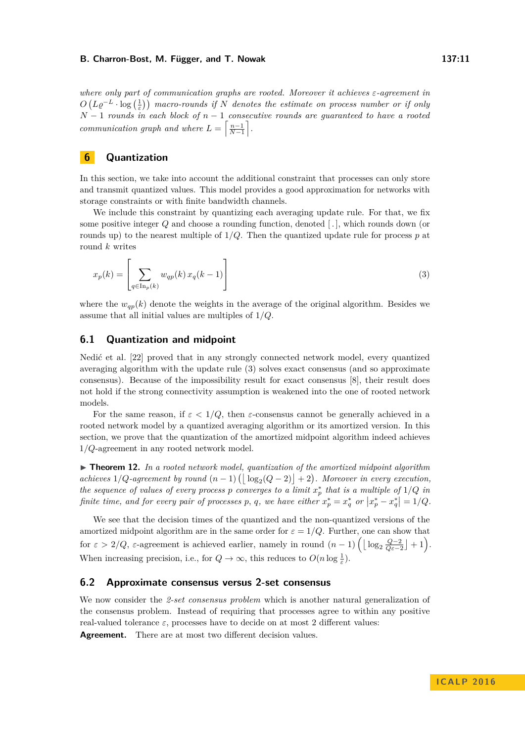*where only part of communication graphs are rooted. Moreover it achieves $\varepsilon$-agreement in $O\left(L\varrho^{-L} \cdot \log\left(\frac{1}{\varepsilon}\right)\right)$ macro-rounds if $N$ denotes the estimate on process number or if only $N-1$ rounds in each block of $n-1$ consecutive rounds are guaranteed to have a rooted communication graph and where $L = \left\lceil \frac{n-1}{N-1} \right\rceil$.*

## 6 Quantization

In this section, we take into account the additional constraint that processes can only store and transmit quantized values. This model provides a good approximation for networks with storage constraints or with finite bandwidth channels.

We include this constraint by quantizing each averaging update rule. For that, we fix some positive integer $Q$ and choose a rounding function, denoted $[\,.\,]$, which rounds down (or rounds up) to the nearest multiple of $1/Q$. Then the quantized update rule for process $p$ at round $k$ writes

$$x_p(k) = \left[ \sum_{q \in \mathrm{In}_p(k)} w_{qp}(k)\, x_q(k-1) \right] \tag{3}$$

where the $w_{qp}(k)$ denote the weights in the average of the original algorithm. Besides we assume that all initial values are multiples of $1/Q$.

### 6.1 Quantization and midpoint

Nedić et al. [22] proved that in any strongly connected network model, every quantized averaging algorithm with the update rule (3) solves exact consensus (and so approximate consensus). Because of the impossibility result for exact consensus [8], their result does not hold if the strong connectivity assumption is weakened into the one of rooted network models.

For the same reason, if $\varepsilon < 1/Q$, then $\varepsilon$-consensus cannot be generally achieved in a rooted network model by a quantized averaging algorithm or its amortized version. In this section, we prove that the quantization of the amortized midpoint algorithm indeed achieves $1/Q$-agreement in any rooted network model.

▶ **Theorem 12.** *In a rooted network model, quantization of the amortized midpoint algorithm achieves $1/Q$-agreement by round $(n-1)\left(\lfloor \log_2(Q-2) \rfloor + 2\right)$. Moreover in every execution, the sequence of values of every process $p$ converges to a limit $x_p^*$ that is a multiple of $1/Q$ in finite time, and for every pair of processes $p$, $q$, we have either $x_p^* = x_q^*$ or $\left|x_p^* - x_q^*\right| = 1/Q$.*

We see that the decision times of the quantized and the non-quantized versions of the amortized midpoint algorithm are in the same order for $\varepsilon = 1/Q$. Further, one can show that for $\varepsilon > 2/Q$, $\varepsilon$-agreement is achieved earlier, namely in round $(n-1)\left(\left\lfloor \log_2 \frac{Q-2}{Q\varepsilon-2} \right\rfloor + 1\right)$. When increasing precision, i.e., for $Q \to \infty$, this reduces to $O(n \log \frac{1}{\varepsilon})$.

### 6.2 Approximate consensus versus 2-set consensus

We now consider the *2-set consensus problem* which is another natural generalization of the consensus problem. Instead of requiring that processes agree to within any positive real-valued tolerance $\varepsilon$, processes have to decide on at most 2 different values:

**Agreement.** There are at most two different decision values.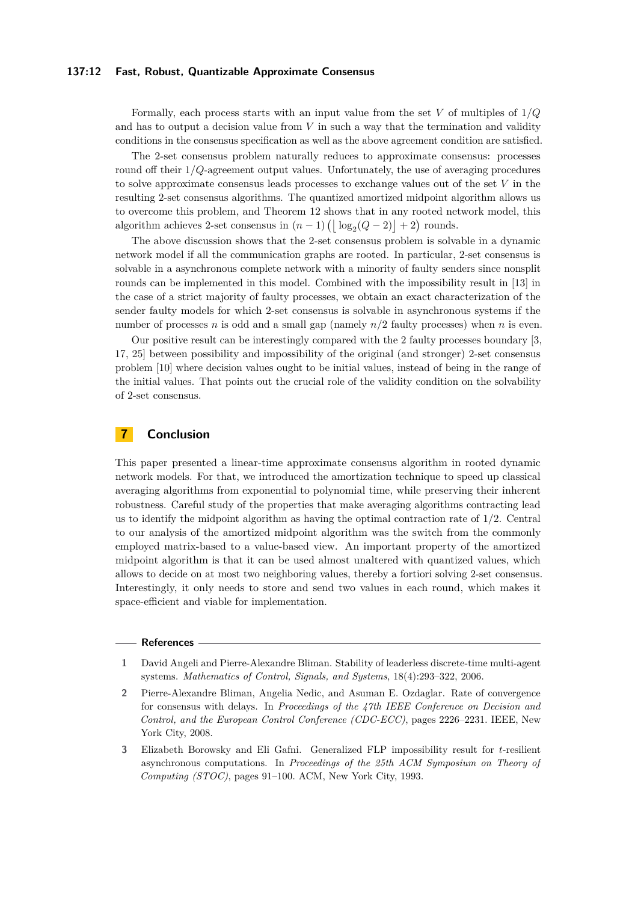Formally, each process starts with an input value from the set $V$ of multiples of $1/Q$ and has to output a decision value from $V$ in such a way that the termination and validity conditions in the consensus specification as well as the above agreement condition are satisfied.

The 2-set consensus problem naturally reduces to approximate consensus: processes round off their $1/Q$-agreement output values. Unfortunately, the use of averaging procedures to solve approximate consensus leads processes to exchange values out of the set $V$ in the resulting 2-set consensus algorithms. The quantized amortized midpoint algorithm allows us to overcome this problem, and Theorem 12 shows that in any rooted network model, this algorithm achieves 2-set consensus in $(n-1)\big(\lfloor \log_2(Q-2) \rfloor + 2\big)$ rounds.

The above discussion shows that the 2-set consensus problem is solvable in a dynamic network model if all the communication graphs are rooted. In particular, 2-set consensus is solvable in a asynchronous complete network with a minority of faulty senders since nonsplit rounds can be implemented in this model. Combined with the impossibility result in [13] in the case of a strict majority of faulty processes, we obtain an exact characterization of the sender faulty models for which 2-set consensus is solvable in asynchronous systems if the number of processes $n$ is odd and a small gap (namely $n/2$ faulty processes) when $n$ is even.

Our positive result can be interestingly compared with the 2 faulty processes boundary [3, 17, 25] between possibility and impossibility of the original (and stronger) 2-set consensus problem [10] where decision values ought to be initial values, instead of being in the range of the initial values. That points out the crucial role of the validity condition on the solvability of 2-set consensus.

## 7 Conclusion

This paper presented a linear-time approximate consensus algorithm in rooted dynamic network models. For that, we introduced the amortization technique to speed up classical averaging algorithms from exponential to polynomial time, while preserving their inherent robustness. Careful study of the properties that make averaging algorithms contracting lead us to identify the midpoint algorithm as having the optimal contraction rate of $1/2$. Central to our analysis of the amortized midpoint algorithm was the switch from the commonly employed matrix-based to a value-based view. An important property of the amortized midpoint algorithm is that it can be used almost unaltered with quantized values, which allows to decide on at most two neighboring values, thereby a fortiori solving 2-set consensus. Interestingly, it only needs to store and send two values in each round, which makes it space-efficient and viable for implementation.

### References

1. David Angeli and Pierre-Alexandre Bliman. Stability of leaderless discrete-time multi-agent systems. *Mathematics of Control, Signals, and Systems*, 18(4):293–322, 2006.
2. Pierre-Alexandre Bliman, Angelia Nedic, and Asuman E. Ozdaglar. Rate of convergence for consensus with delays. In *Proceedings of the 47th IEEE Conference on Decision and Control, and the European Control Conference (CDC-ECC)*, pages 2226–2231. IEEE, New York City, 2008.
3. Elizabeth Borowsky and Eli Gafni. Generalized FLP impossibility result for $t$-resilient asynchronous computations. In *Proceedings of the 25th ACM Symposium on Theory of Computing (STOC)*, pages 91–100. ACM, New York City, 1993.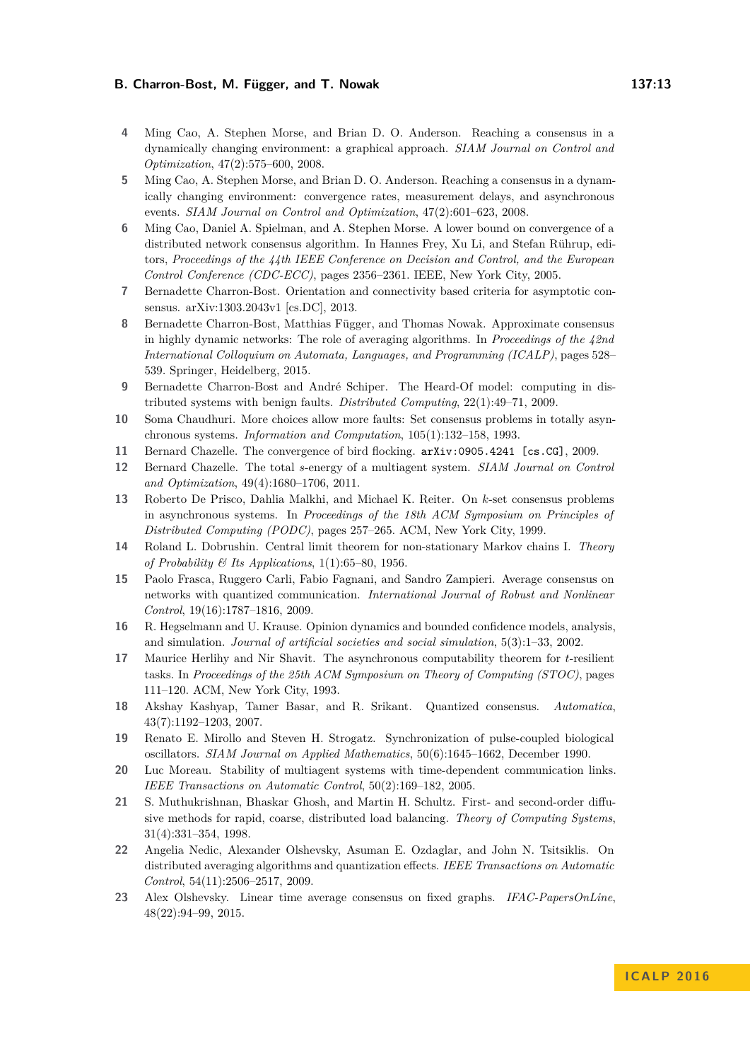4 Ming Cao, A. Stephen Morse, and Brian D. O. Anderson. Reaching a consensus in a dynamically changing environment: a graphical approach. *SIAM Journal on Control and Optimization*, 47(2):575–600, 2008.

5 Ming Cao, A. Stephen Morse, and Brian D. O. Anderson. Reaching a consensus in a dynamically changing environment: convergence rates, measurement delays, and asynchronous events. *SIAM Journal on Control and Optimization*, 47(2):601–623, 2008.

6 Ming Cao, Daniel A. Spielman, and A. Stephen Morse. A lower bound on convergence of a distributed network consensus algorithm. In Hannes Frey, Xu Li, and Stefan Rührup, editors, *Proceedings of the 44th IEEE Conference on Decision and Control, and the European Control Conference (CDC-ECC)*, pages 2356–2361. IEEE, New York City, 2005.

7 Bernadette Charron-Bost. Orientation and connectivity based criteria for asymptotic consensus. arXiv:1303.2043v1 [cs.DC], 2013.

8 Bernadette Charron-Bost, Matthias Függer, and Thomas Nowak. Approximate consensus in highly dynamic networks: The role of averaging algorithms. In *Proceedings of the 42nd International Colloquium on Automata, Languages, and Programming (ICALP)*, pages 528–539. Springer, Heidelberg, 2015.

9 Bernadette Charron-Bost and André Schiper. The Heard-Of model: computing in distributed systems with benign faults. *Distributed Computing*, 22(1):49–71, 2009.

10 Soma Chaudhuri. More choices allow more faults: Set consensus problems in totally asynchronous systems. *Information and Computation*, 105(1):132–158, 1993.

11 Bernard Chazelle. The convergence of bird flocking. `arXiv:0905.4241 [cs.CG]`, 2009.

12 Bernard Chazelle. The total $s$-energy of a multiagent system. *SIAM Journal on Control and Optimization*, 49(4):1680–1706, 2011.

13 Roberto De Prisco, Dahlia Malkhi, and Michael K. Reiter. On $k$-set consensus problems in asynchronous systems. In *Proceedings of the 18th ACM Symposium on Principles of Distributed Computing (PODC)*, pages 257–265. ACM, New York City, 1999.

14 Roland L. Dobrushin. Central limit theorem for non-stationary Markov chains I. *Theory of Probability & Its Applications*, 1(1):65–80, 1956.

15 Paolo Frasca, Ruggero Carli, Fabio Fagnani, and Sandro Zampieri. Average consensus on networks with quantized communication. *International Journal of Robust and Nonlinear Control*, 19(16):1787–1816, 2009.

16 R. Hegselmann and U. Krause. Opinion dynamics and bounded confidence models, analysis, and simulation. *Journal of artificial societies and social simulation*, 5(3):1–33, 2002.

17 Maurice Herlihy and Nir Shavit. The asynchronous computability theorem for $t$-resilient tasks. In *Proceedings of the 25th ACM Symposium on Theory of Computing (STOC)*, pages 111–120. ACM, New York City, 1993.

18 Akshay Kashyap, Tamer Basar, and R. Srikant. Quantized consensus. *Automatica*, 43(7):1192–1203, 2007.

19 Renato E. Mirollo and Steven H. Strogatz. Synchronization of pulse-coupled biological oscillators. *SIAM Journal on Applied Mathematics*, 50(6):1645–1662, December 1990.

20 Luc Moreau. Stability of multiagent systems with time-dependent communication links. *IEEE Transactions on Automatic Control*, 50(2):169–182, 2005.

21 S. Muthukrishnan, Bhaskar Ghosh, and Martin H. Schultz. First- and second-order diffusive methods for rapid, coarse, distributed load balancing. *Theory of Computing Systems*, 31(4):331–354, 1998.

22 Angelia Nedic, Alexander Olshevsky, Asuman E. Ozdaglar, and John N. Tsitsiklis. On distributed averaging algorithms and quantization effects. *IEEE Transactions on Automatic Control*, 54(11):2506–2517, 2009.

23 Alex Olshevsky. Linear time average consensus on fixed graphs. *IFAC-PapersOnLine*, 48(22):94–99, 2015.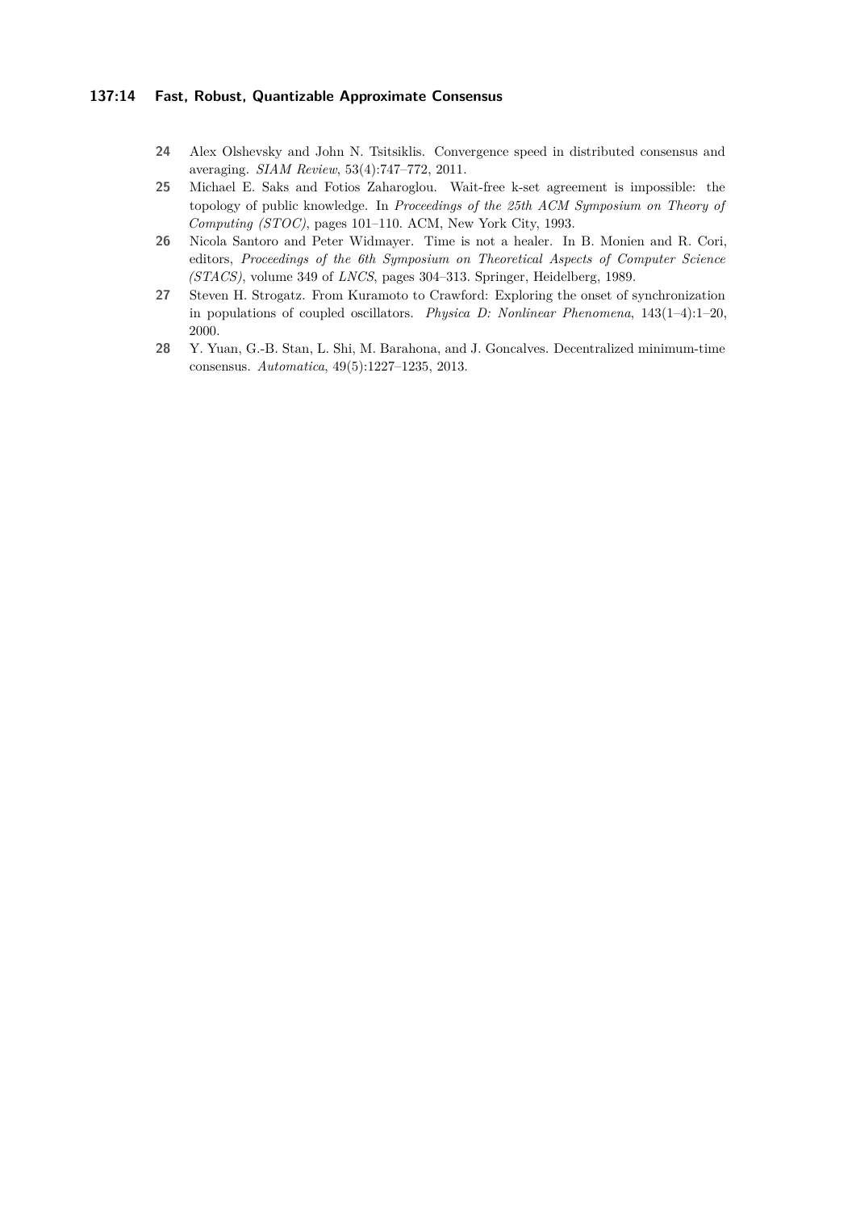24 Alex Olshevsky and John N. Tsitsiklis. Convergence speed in distributed consensus and averaging. *SIAM Review*, 53(4):747–772, 2011.

25 Michael E. Saks and Fotios Zaharoglou. Wait-free k-set agreement is impossible: the topology of public knowledge. In *Proceedings of the 25th ACM Symposium on Theory of Computing (STOC)*, pages 101–110. ACM, New York City, 1993.

26 Nicola Santoro and Peter Widmayer. Time is not a healer. In B. Monien and R. Cori, editors, *Proceedings of the 6th Symposium on Theoretical Aspects of Computer Science (STACS)*, volume 349 of *LNCS*, pages 304–313. Springer, Heidelberg, 1989.

27 Steven H. Strogatz. From Kuramoto to Crawford: Exploring the onset of synchronization in populations of coupled oscillators. *Physica D: Nonlinear Phenomena*, 143(1–4):1–20, 2000.

28 Y. Yuan, G.-B. Stan, L. Shi, M. Barahona, and J. Goncalves. Decentralized minimum-time consensus. *Automatica*, 49(5):1227–1235, 2013.